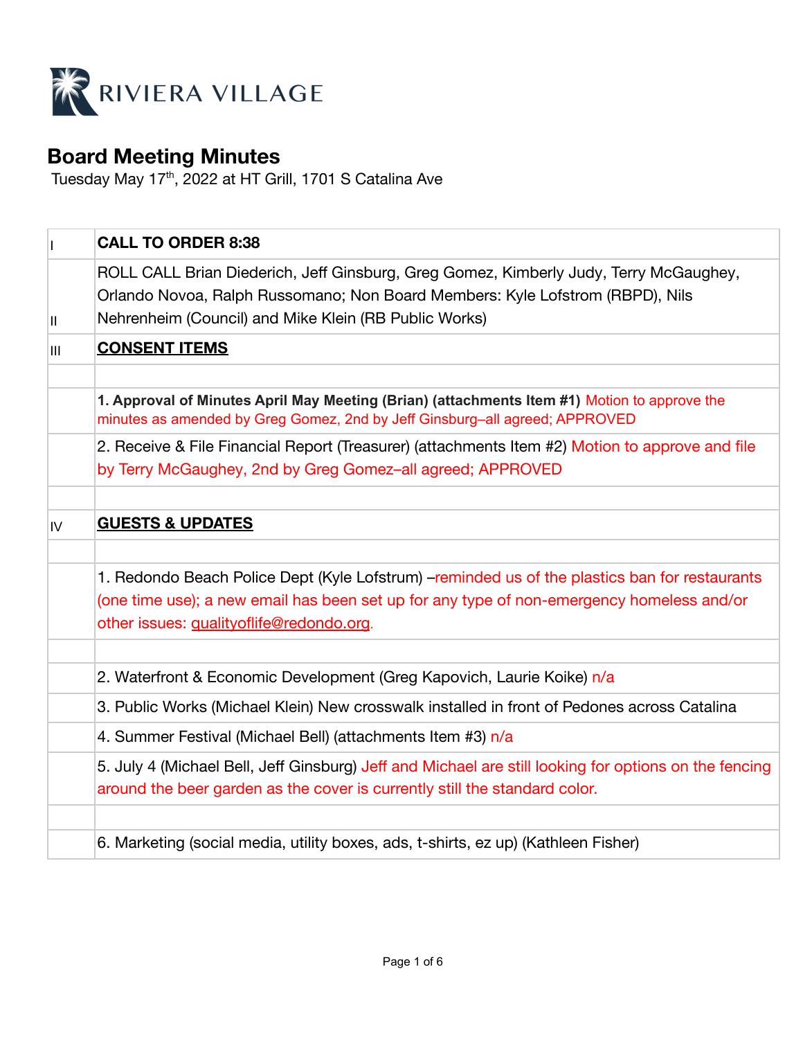RIVIERA VILLAGE

# Board Meeting Minutes

Tuesday May 17th, 2022 at HT Grill, 1701 S Catalina Ave

| | |
|---|---|
| I | **CALL TO ORDER 8:38** |
| II | ROLL CALL Brian Diederich, Jeff Ginsburg, Greg Gomez, Kimberly Judy, Terry McGaughey, Orlando Novoa, Ralph Russomano; Non Board Members: Kyle Lofstrom (RBPD), Nils Nehrenheim (Council) and Mike Klein (RB Public Works) |
| III | **CONSENT ITEMS** |
| | |
| | **1. Approval of Minutes April May Meeting (Brian) (attachments Item #1)** Motion to approve the minutes as amended by Greg Gomez, 2nd by Jeff Ginsburg–all agreed; APPROVED |
| | 2. Receive & File Financial Report (Treasurer) (attachments Item #2) Motion to approve and file by Terry McGaughey, 2nd by Greg Gomez–all agreed; APPROVED |
| | |
| IV | **GUESTS & UPDATES** |
| | |
| | 1. Redondo Beach Police Dept (Kyle Lofstrum) –reminded us of the plastics ban for restaurants (one time use); a new email has been set up for any type of non-emergency homeless and/or other issues: qualityoflife@redondo.org. |
| | |
| | 2. Waterfront & Economic Development (Greg Kapovich, Laurie Koike) n/a |
| | 3. Public Works (Michael Klein) New crosswalk installed in front of Pedones across Catalina |
| | 4. Summer Festival (Michael Bell) (attachments Item #3) n/a |
| | 5. July 4 (Michael Bell, Jeff Ginsburg) Jeff and Michael are still looking for options on the fencing around the beer garden as the cover is currently still the standard color. |
| | |
| | 6. Marketing (social media, utility boxes, ads, t-shirts, ez up) (Kathleen Fisher) |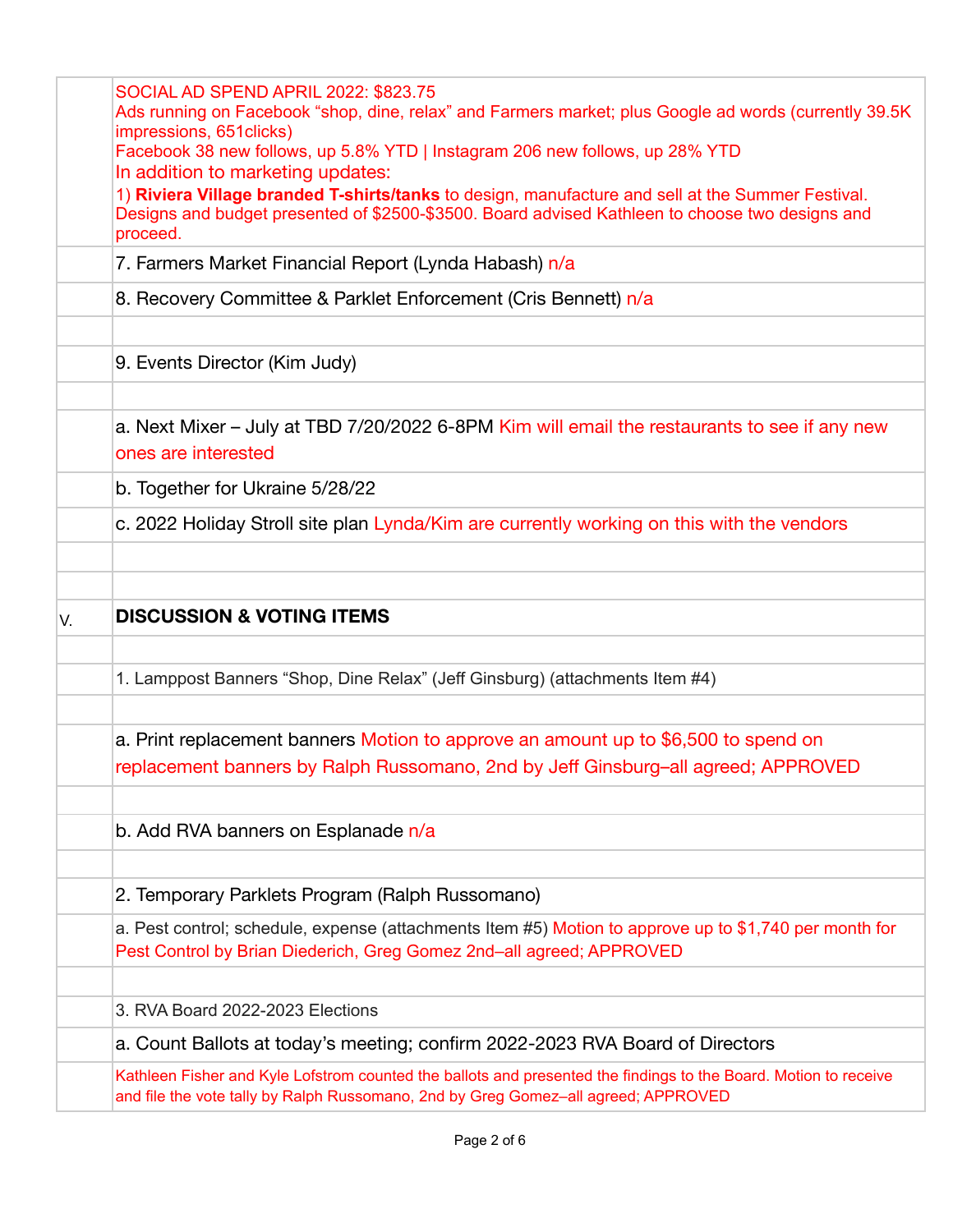| | |
|---|---|
| | SOCIAL AD SPEND APRIL 2022: $823.75<br>Ads running on Facebook "shop, dine, relax" and Farmers market; plus Google ad words (currently 39.5K impressions, 651clicks)<br>Facebook 38 new follows, up 5.8% YTD \| Instagram 206 new follows, up 28% YTD<br>In addition to marketing updates:<br>1) **Riviera Village branded T-shirts/tanks** to design, manufacture and sell at the Summer Festival. Designs and budget presented of $2500-$3500. Board advised Kathleen to choose two designs and proceed. |
| | 7. Farmers Market Financial Report (Lynda Habash) n/a |
| | 8. Recovery Committee & Parklet Enforcement (Cris Bennett) n/a |
| | |
| | 9. Events Director (Kim Judy) |
| | |
| | a. Next Mixer – July at TBD 7/20/2022 6-8PM Kim will email the restaurants to see if any new ones are interested |
| | b. Together for Ukraine 5/28/22 |
| | c. 2022 Holiday Stroll site plan Lynda/Kim are currently working on this with the vendors |
| | |
| | |
| V. | **DISCUSSION & VOTING ITEMS** |
| | |
| | 1. Lamppost Banners "Shop, Dine Relax" (Jeff Ginsburg) (attachments Item #4) |
| | |
| | a. Print replacement banners Motion to approve an amount up to $6,500 to spend on replacement banners by Ralph Russomano, 2nd by Jeff Ginsburg–all agreed; APPROVED |
| | |
| | b. Add RVA banners on Esplanade n/a |
| | |
| | 2. Temporary Parklets Program (Ralph Russomano) |
| | a. Pest control; schedule, expense (attachments Item #5) Motion to approve up to $1,740 per month for Pest Control by Brian Diederich, Greg Gomez 2nd–all agreed; APPROVED |
| | |
| | 3. RVA Board 2022-2023 Elections |
| | a. Count Ballots at today's meeting; confirm 2022-2023 RVA Board of Directors |
| | Kathleen Fisher and Kyle Lofstrom counted the ballots and presented the findings to the Board. Motion to receive and file the vote tally by Ralph Russomano, 2nd by Greg Gomez–all agreed; APPROVED |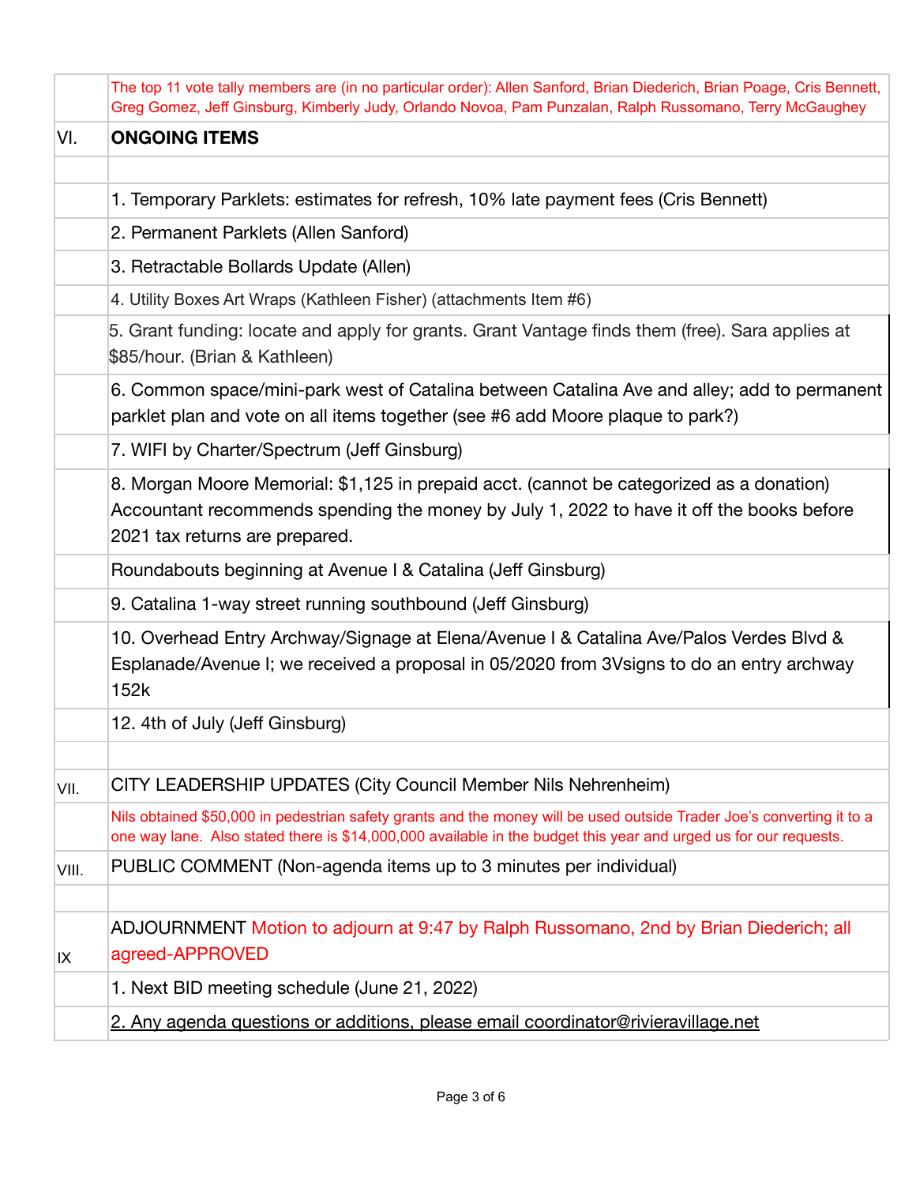| | |
|---|---|
| | The top 11 vote tally members are (in no particular order): Allen Sanford, Brian Diederich, Brian Poage, Cris Bennett, Greg Gomez, Jeff Ginsburg, Kimberly Judy, Orlando Novoa, Pam Punzalan, Ralph Russomano, Terry McGaughey |
| VI. | **ONGOING ITEMS** |
| | |
| | 1. Temporary Parklets: estimates for refresh, 10% late payment fees (Cris Bennett) |
| | 2. Permanent Parklets (Allen Sanford) |
| | 3. Retractable Bollards Update (Allen) |
| | 4. Utility Boxes Art Wraps (Kathleen Fisher) (attachments Item #6) |
| | 5. Grant funding: locate and apply for grants. Grant Vantage finds them (free). Sara applies at $85/hour. (Brian & Kathleen) |
| | 6. Common space/mini-park west of Catalina between Catalina Ave and alley; add to permanent parklet plan and vote on all items together (see #6 add Moore plaque to park?) |
| | 7. WIFI by Charter/Spectrum (Jeff Ginsburg) |
| | 8. Morgan Moore Memorial: $1,125 in prepaid acct. (cannot be categorized as a donation) Accountant recommends spending the money by July 1, 2022 to have it off the books before 2021 tax returns are prepared. |
| | Roundabouts beginning at Avenue I & Catalina (Jeff Ginsburg) |
| | 9. Catalina 1-way street running southbound (Jeff Ginsburg) |
| | 10. Overhead Entry Archway/Signage at Elena/Avenue I & Catalina Ave/Palos Verdes Blvd & Esplanade/Avenue I; we received a proposal in 05/2020 from 3Vsigns to do an entry archway 152k |
| | 12. 4th of July (Jeff Ginsburg) |
| | |
| VII. | CITY LEADERSHIP UPDATES (City Council Member Nils Nehrenheim) |
| | Nils obtained $50,000 in pedestrian safety grants and the money will be used outside Trader Joe's converting it to a one way lane. Also stated there is $14,000,000 available in the budget this year and urged us for our requests. |
| VIII. | PUBLIC COMMENT (Non-agenda items up to 3 minutes per individual) |
| | |
| IX | ADJOURNMENT Motion to adjourn at 9:47 by Ralph Russomano, 2nd by Brian Diederich; all agreed-APPROVED |
| | 1. Next BID meeting schedule (June 21, 2022) |
| | 2. Any agenda questions or additions, please email coordinator@rivieravillage.net |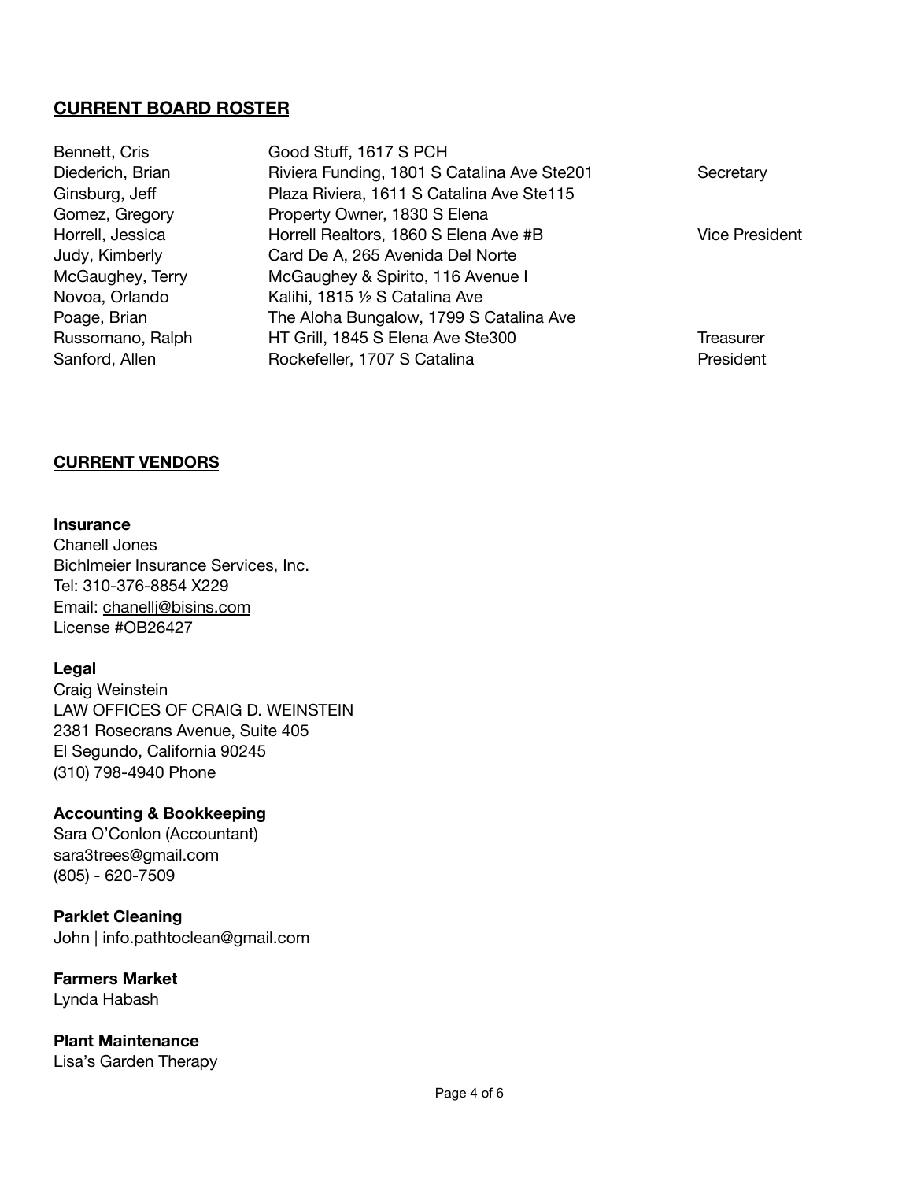## CURRENT BOARD ROSTER

| Name | Business / Address | Position |
| --- | --- | --- |
| Bennett, Cris | Good Stuff, 1617 S PCH | |
| Diederich, Brian | Riviera Funding, 1801 S Catalina Ave Ste201 | Secretary |
| Ginsburg, Jeff | Plaza Riviera, 1611 S Catalina Ave Ste115 | |
| Gomez, Gregory | Property Owner, 1830 S Elena | |
| Horrell, Jessica | Horrell Realtors, 1860 S Elena Ave #B | Vice President |
| Judy, Kimberly | Card De A, 265 Avenida Del Norte | |
| McGaughey, Terry | McGaughey & Spirito, 116 Avenue I | |
| Novoa, Orlando | Kalihi, 1815 ½ S Catalina Ave | |
| Poage, Brian | The Aloha Bungalow, 1799 S Catalina Ave | |
| Russomano, Ralph | HT Grill, 1845 S Elena Ave Ste300 | Treasurer |
| Sanford, Allen | Rockefeller, 1707 S Catalina | President |

## CURRENT VENDORS

**Insurance**
Chanell Jones
Bichlmeier Insurance Services, Inc.
Tel: 310-376-8854 X229
Email: chanellj@bisins.com
License #OB26427

**Legal**
Craig Weinstein
LAW OFFICES OF CRAIG D. WEINSTEIN
2381 Rosecrans Avenue, Suite 405
El Segundo, California 90245
(310) 798-4940 Phone

**Accounting & Bookkeeping**
Sara O'Conlon (Accountant)
sara3trees@gmail.com
(805) - 620-7509

**Parklet Cleaning**
John | info.pathtoclean@gmail.com

**Farmers Market**
Lynda Habash

**Plant Maintenance**
Lisa's Garden Therapy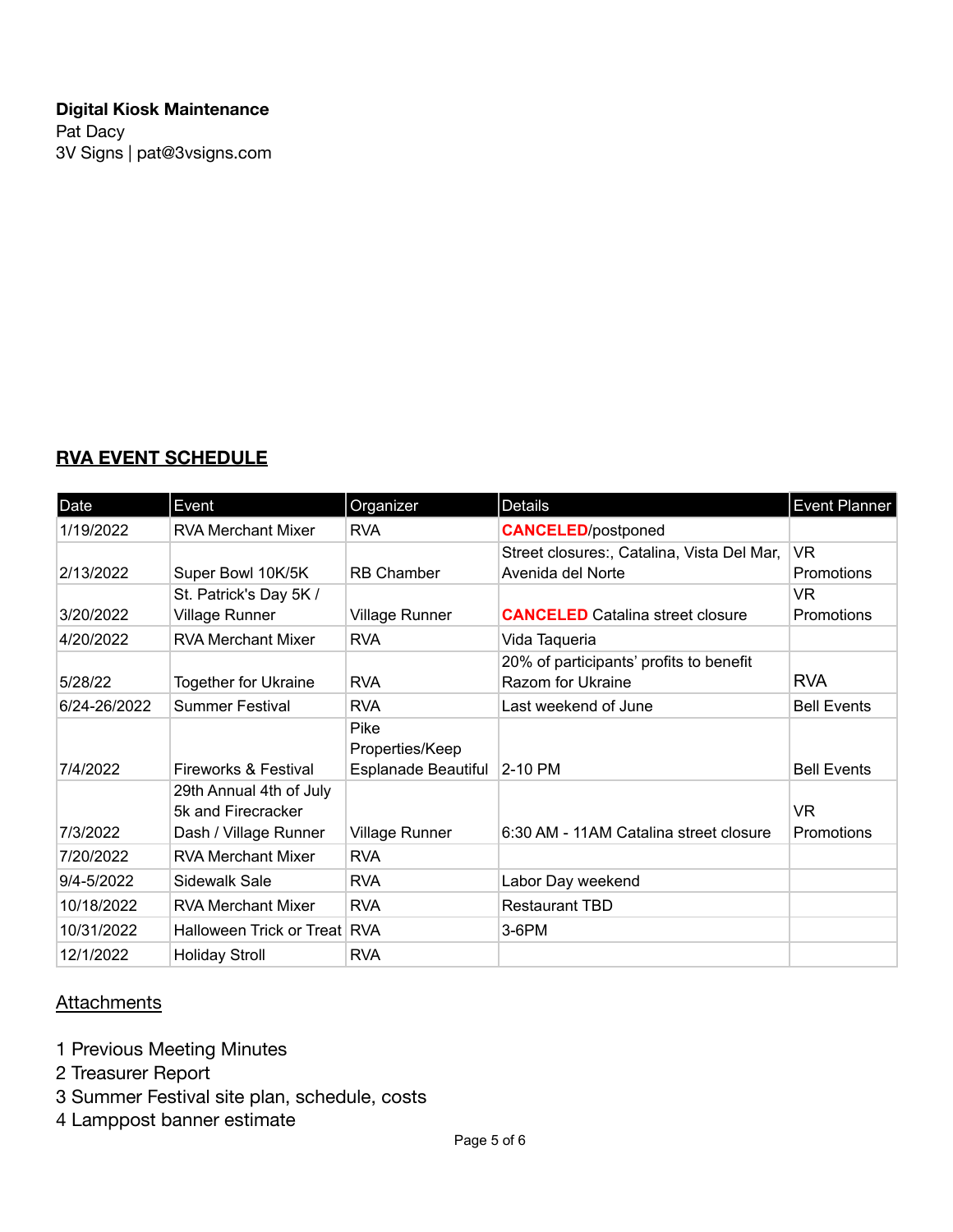**Digital Kiosk Maintenance**
Pat Dacy
3V Signs | pat@3vsigns.com

## RVA EVENT SCHEDULE

| Date | Event | Organizer | Details | Event Planner |
|---|---|---|---|---|
| 1/19/2022 | RVA Merchant Mixer | RVA | **CANCELED**/postponed | |
| 2/13/2022 | Super Bowl 10K/5K | RB Chamber | Street closures:, Catalina, Vista Del Mar, Avenida del Norte | VR Promotions |
| 3/20/2022 | St. Patrick's Day 5K / Village Runner | Village Runner | **CANCELED** Catalina street closure | VR Promotions |
| 4/20/2022 | RVA Merchant Mixer | RVA | Vida Taqueria | |
| 5/28/22 | Together for Ukraine | RVA | 20% of participants' profits to benefit Razom for Ukraine | RVA |
| 6/24-26/2022 | Summer Festival | RVA | Last weekend of June | Bell Events |
| 7/4/2022 | Fireworks & Festival | Pike Properties/Keep Esplanade Beautiful | 2-10 PM | Bell Events |
| 7/3/2022 | 29th Annual 4th of July 5k and Firecracker Dash / Village Runner | Village Runner | 6:30 AM - 11AM Catalina street closure | VR Promotions |
| 7/20/2022 | RVA Merchant Mixer | RVA | | |
| 9/4-5/2022 | Sidewalk Sale | RVA | Labor Day weekend | |
| 10/18/2022 | RVA Merchant Mixer | RVA | Restaurant TBD | |
| 10/31/2022 | Halloween Trick or Treat | RVA | 3-6PM | |
| 12/1/2022 | Holiday Stroll | RVA | | |

## Attachments

1 Previous Meeting Minutes
2 Treasurer Report
3 Summer Festival site plan, schedule, costs
4 Lamppost banner estimate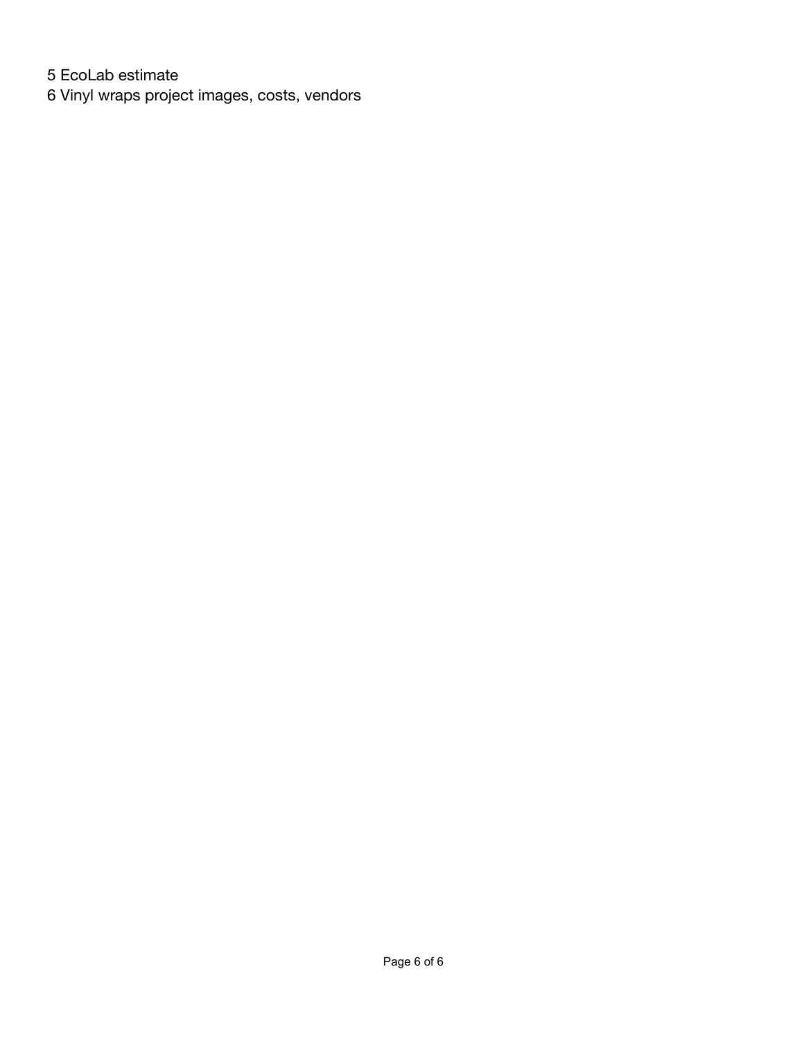5 EcoLab estimate
6 Vinyl wraps project images, costs, vendors